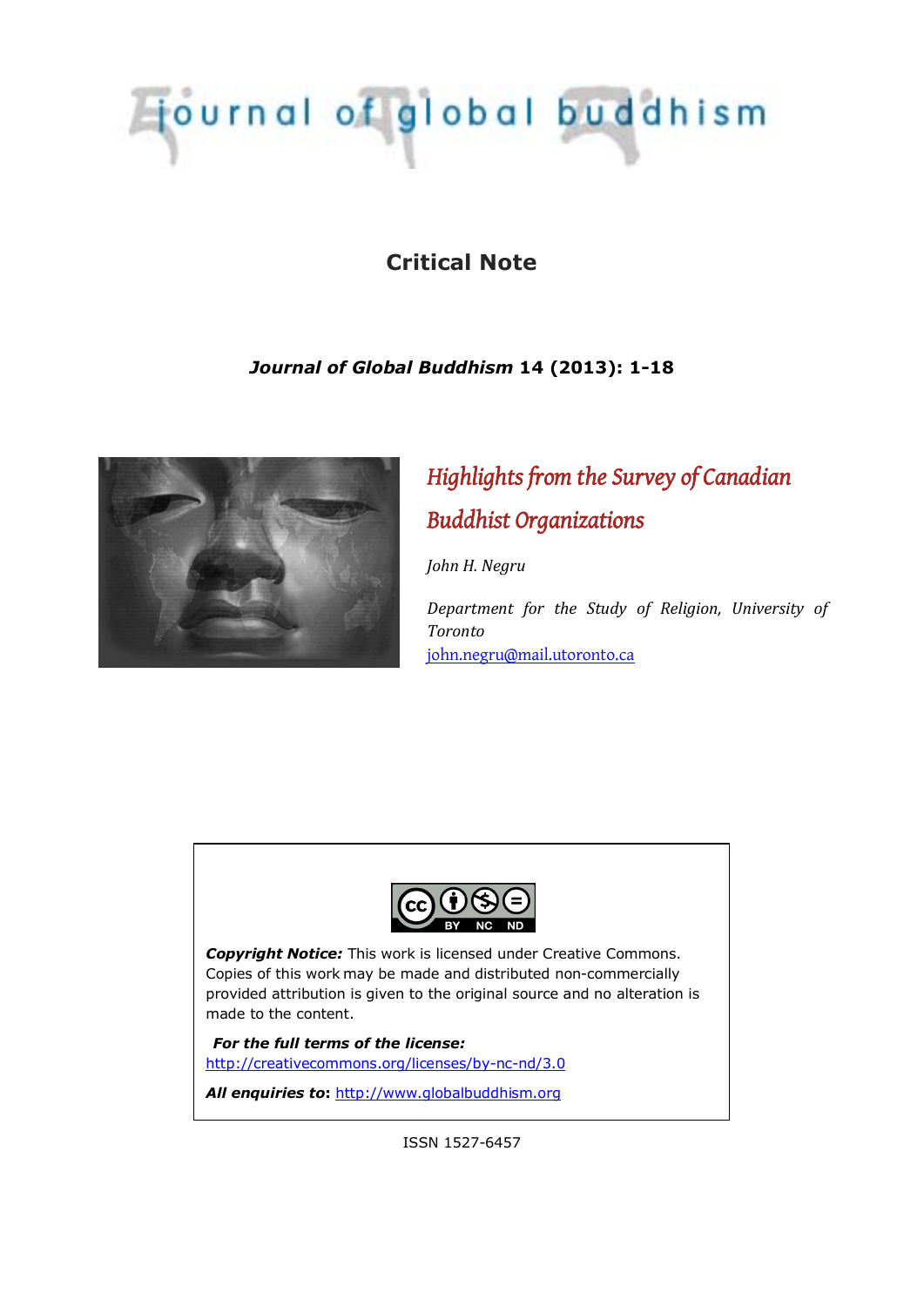journal of global buddhism

## Critical Note

***Journal of Global Buddhism* 14 (2013): 1-18**

# *Highlights from the Survey of Canadian Buddhist Organizations*

*John H. Negru*

*Department for the Study of Religion, University of Toronto*
john.negru@mail.utoronto.ca

***Copyright Notice:*** This work is licensed under Creative Commons. Copies of this work may be made and distributed non-commercially provided attribution is given to the original source and no alteration is made to the content.

***For the full terms of the license:***
http://creativecommons.org/licenses/by-nc-nd/3.0

***All enquiries to*:** http://www.globalbuddhism.org

ISSN 1527-6457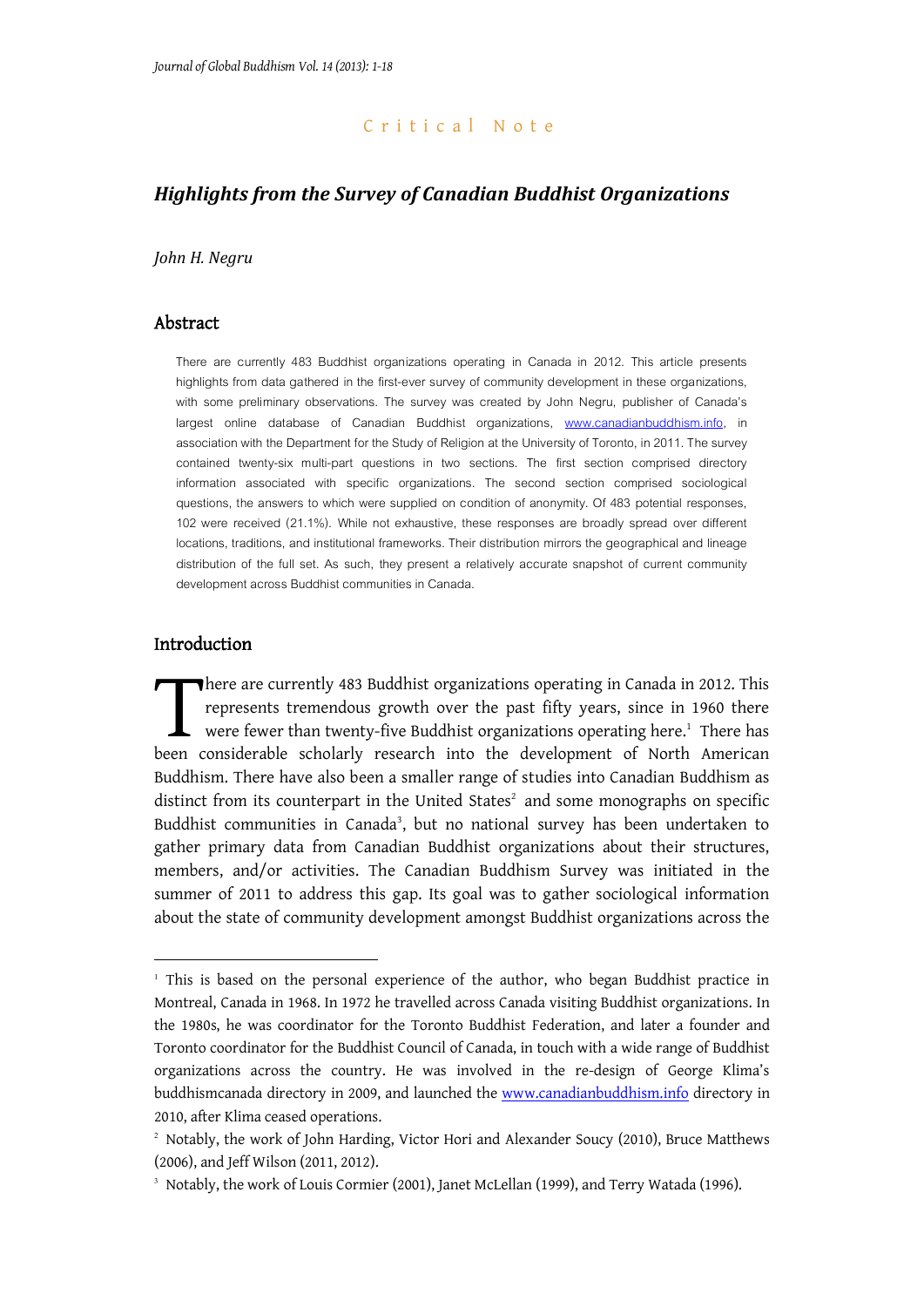Critical Note

## *Highlights from the Survey of Canadian Buddhist Organizations*

*John H. Negru*

## Abstract

There are currently 483 Buddhist organizations operating in Canada in 2012. This article presents highlights from data gathered in the first-ever survey of community development in these organizations, with some preliminary observations. The survey was created by John Negru, publisher of Canada's largest online database of Canadian Buddhist organizations, www.canadianbuddhism.info, in association with the Department for the Study of Religion at the University of Toronto, in 2011. The survey contained twenty-six multi-part questions in two sections. The first section comprised directory information associated with specific organizations. The second section comprised sociological questions, the answers to which were supplied on condition of anonymity. Of 483 potential responses, 102 were received (21.1%). While not exhaustive, these responses are broadly spread over different locations, traditions, and institutional frameworks. Their distribution mirrors the geographical and lineage distribution of the full set. As such, they present a relatively accurate snapshot of current community development across Buddhist communities in Canada.

## Introduction

There are currently 483 Buddhist organizations operating in Canada in 2012. This represents tremendous growth over the past fifty years, since in 1960 there were fewer than twenty-five Buddhist organizations operating here.[1] There has been considerable scholarly research into the development of North American Buddhism. There have also been a smaller range of studies into Canadian Buddhism as distinct from its counterpart in the United States[2] and some monographs on specific Buddhist communities in Canada[3], but no national survey has been undertaken to gather primary data from Canadian Buddhist organizations about their structures, members, and/or activities. The Canadian Buddhism Survey was initiated in the summer of 2011 to address this gap. Its goal was to gather sociological information about the state of community development amongst Buddhist organizations across the

---

[1] This is based on the personal experience of the author, who began Buddhist practice in Montreal, Canada in 1968. In 1972 he travelled across Canada visiting Buddhist organizations. In the 1980s, he was coordinator for the Toronto Buddhist Federation, and later a founder and Toronto coordinator for the Buddhist Council of Canada, in touch with a wide range of Buddhist organizations across the country. He was involved in the re-design of George Klima's buddhismcanada directory in 2009, and launched the www.canadianbuddhism.info directory in 2010, after Klima ceased operations.

[2] Notably, the work of John Harding, Victor Hori and Alexander Soucy (2010), Bruce Matthews (2006), and Jeff Wilson (2011, 2012).

[3] Notably, the work of Louis Cormier (2001), Janet McLellan (1999), and Terry Watada (1996).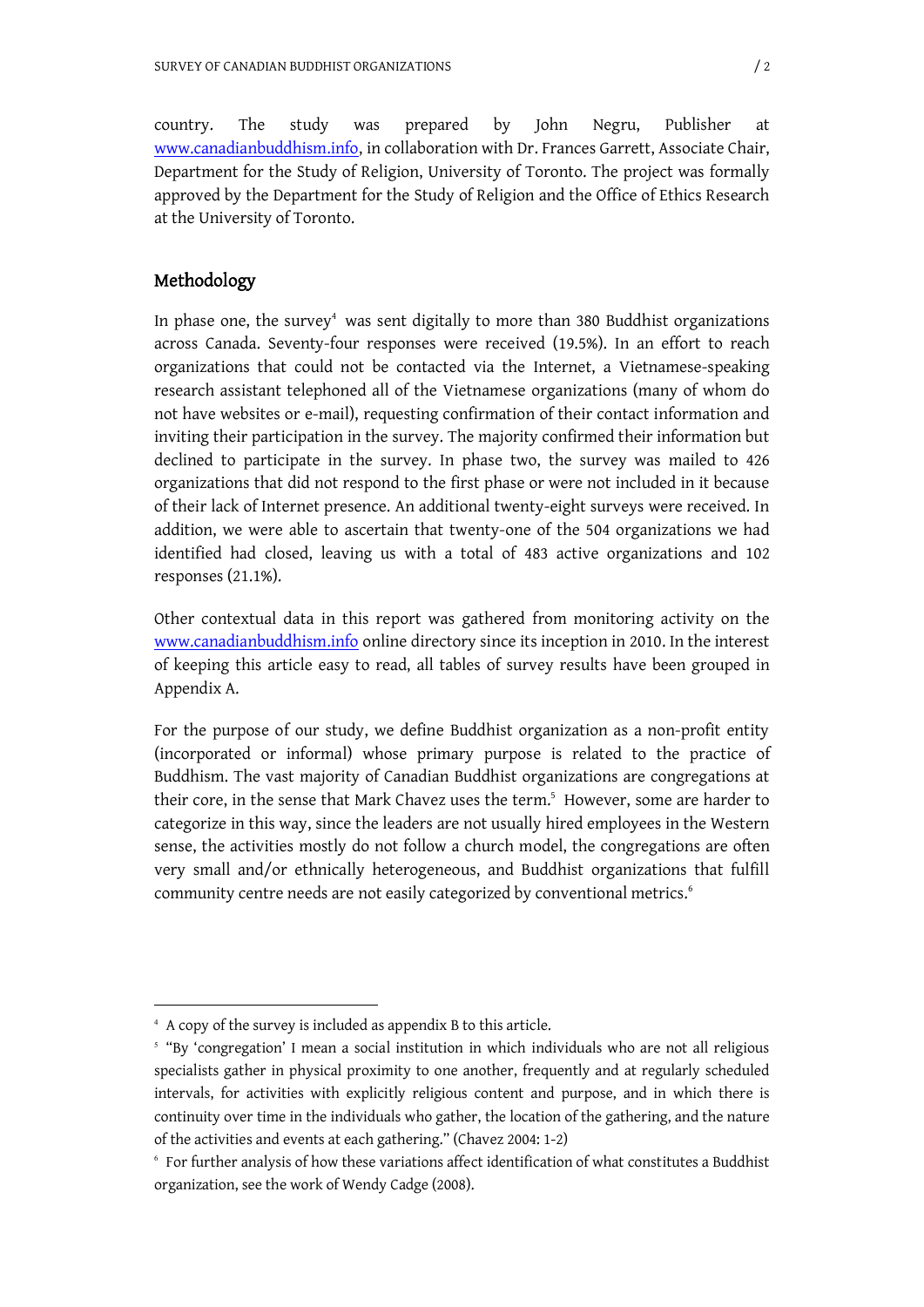country. The study was prepared by John Negru, Publisher at www.canadianbuddhism.info, in collaboration with Dr. Frances Garrett, Associate Chair, Department for the Study of Religion, University of Toronto. The project was formally approved by the Department for the Study of Religion and the Office of Ethics Research at the University of Toronto.

## Methodology

In phase one, the survey[4] was sent digitally to more than 380 Buddhist organizations across Canada. Seventy-four responses were received (19.5%). In an effort to reach organizations that could not be contacted via the Internet, a Vietnamese-speaking research assistant telephoned all of the Vietnamese organizations (many of whom do not have websites or e-mail), requesting confirmation of their contact information and inviting their participation in the survey. The majority confirmed their information but declined to participate in the survey. In phase two, the survey was mailed to 426 organizations that did not respond to the first phase or were not included in it because of their lack of Internet presence. An additional twenty-eight surveys were received. In addition, we were able to ascertain that twenty-one of the 504 organizations we had identified had closed, leaving us with a total of 483 active organizations and 102 responses (21.1%).

Other contextual data in this report was gathered from monitoring activity on the www.canadianbuddhism.info online directory since its inception in 2010. In the interest of keeping this article easy to read, all tables of survey results have been grouped in Appendix A.

For the purpose of our study, we define Buddhist organization as a non-profit entity (incorporated or informal) whose primary purpose is related to the practice of Buddhism. The vast majority of Canadian Buddhist organizations are congregations at their core, in the sense that Mark Chavez uses the term.[5] However, some are harder to categorize in this way, since the leaders are not usually hired employees in the Western sense, the activities mostly do not follow a church model, the congregations are often very small and/or ethnically heterogeneous, and Buddhist organizations that fulfill community centre needs are not easily categorized by conventional metrics.[6]

---

[4] A copy of the survey is included as appendix B to this article.

[5] "By 'congregation' I mean a social institution in which individuals who are not all religious specialists gather in physical proximity to one another, frequently and at regularly scheduled intervals, for activities with explicitly religious content and purpose, and in which there is continuity over time in the individuals who gather, the location of the gathering, and the nature of the activities and events at each gathering." (Chavez 2004: 1-2)

[6] For further analysis of how these variations affect identification of what constitutes a Buddhist organization, see the work of Wendy Cadge (2008).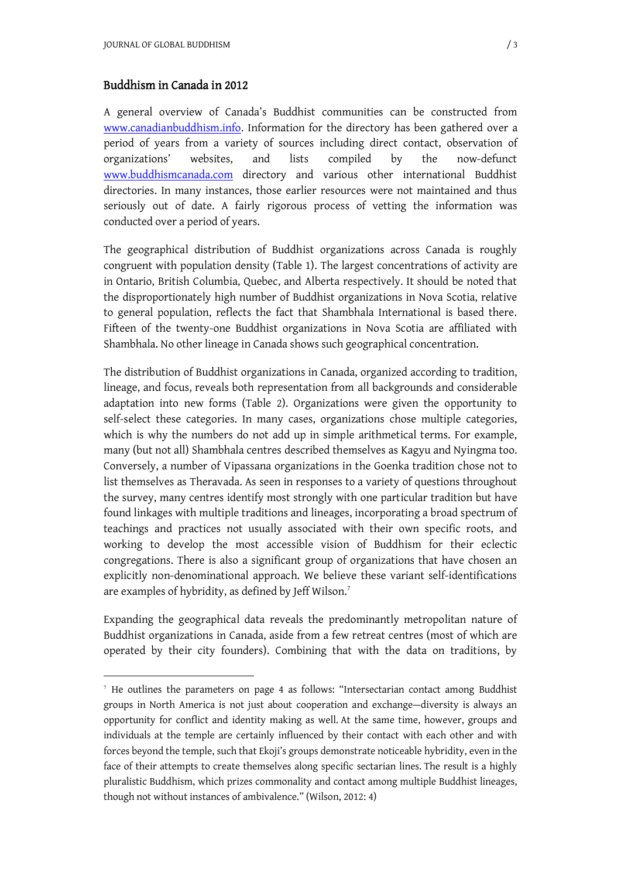## Buddhism in Canada in 2012

A general overview of Canada's Buddhist communities can be constructed from www.canadianbuddhism.info. Information for the directory has been gathered over a period of years from a variety of sources including direct contact, observation of organizations' websites, and lists compiled by the now-defunct www.buddhismcanada.com directory and various other international Buddhist directories. In many instances, those earlier resources were not maintained and thus seriously out of date. A fairly rigorous process of vetting the information was conducted over a period of years.

The geographical distribution of Buddhist organizations across Canada is roughly congruent with population density (Table 1). The largest concentrations of activity are in Ontario, British Columbia, Quebec, and Alberta respectively. It should be noted that the disproportionately high number of Buddhist organizations in Nova Scotia, relative to general population, reflects the fact that Shambhala International is based there. Fifteen of the twenty-one Buddhist organizations in Nova Scotia are affiliated with Shambhala. No other lineage in Canada shows such geographical concentration.

The distribution of Buddhist organizations in Canada, organized according to tradition, lineage, and focus, reveals both representation from all backgrounds and considerable adaptation into new forms (Table 2). Organizations were given the opportunity to self-select these categories. In many cases, organizations chose multiple categories, which is why the numbers do not add up in simple arithmetical terms. For example, many (but not all) Shambhala centres described themselves as Kagyu and Nyingma too. Conversely, a number of Vipassana organizations in the Goenka tradition chose not to list themselves as Theravada. As seen in responses to a variety of questions throughout the survey, many centres identify most strongly with one particular tradition but have found linkages with multiple traditions and lineages, incorporating a broad spectrum of teachings and practices not usually associated with their own specific roots, and working to develop the most accessible vision of Buddhism for their eclectic congregations. There is also a significant group of organizations that have chosen an explicitly non-denominational approach. We believe these variant self-identifications are examples of hybridity, as defined by Jeff Wilson.[7]

Expanding the geographical data reveals the predominantly metropolitan nature of Buddhist organizations in Canada, aside from a few retreat centres (most of which are operated by their city founders). Combining that with the data on traditions, by

---

[7] He outlines the parameters on page 4 as follows: "Intersectarian contact among Buddhist groups in North America is not just about cooperation and exchange—diversity is always an opportunity for conflict and identity making as well. At the same time, however, groups and individuals at the temple are certainly influenced by their contact with each other and with forces beyond the temple, such that Ekoji's groups demonstrate noticeable hybridity, even in the face of their attempts to create themselves along specific sectarian lines. The result is a highly pluralistic Buddhism, which prizes commonality and contact among multiple Buddhist lineages, though not without instances of ambivalence." (Wilson, 2012: 4)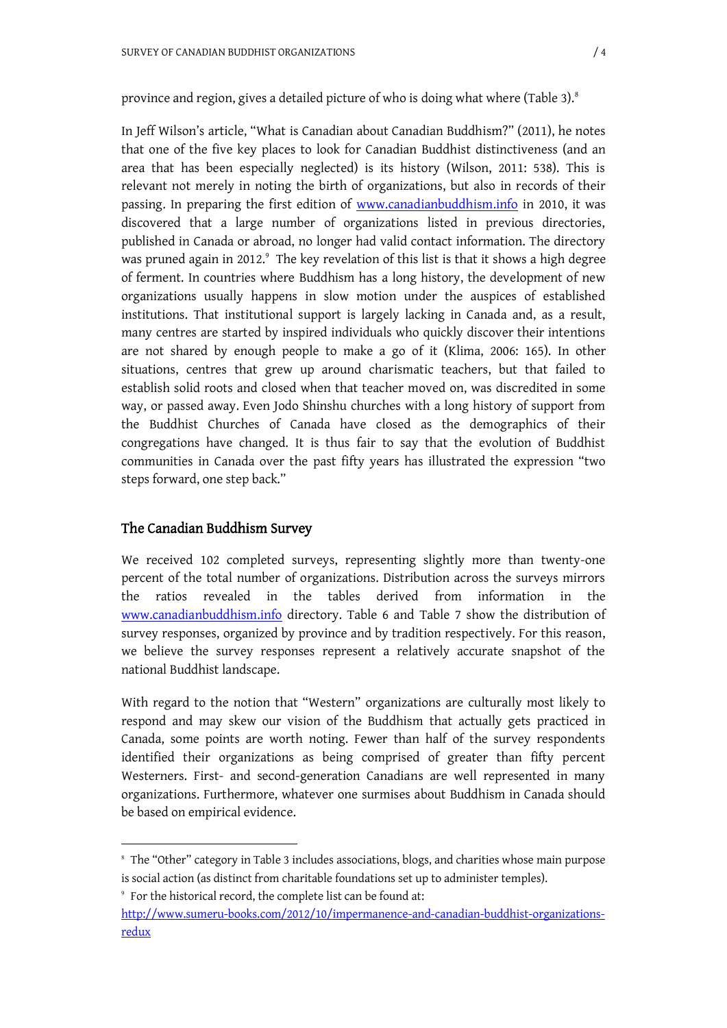province and region, gives a detailed picture of who is doing what where (Table 3).[8]

In Jeff Wilson's article, "What is Canadian about Canadian Buddhism?" (2011), he notes that one of the five key places to look for Canadian Buddhist distinctiveness (and an area that has been especially neglected) is its history (Wilson, 2011: 538). This is relevant not merely in noting the birth of organizations, but also in records of their passing. In preparing the first edition of www.canadianbuddhism.info in 2010, it was discovered that a large number of organizations listed in previous directories, published in Canada or abroad, no longer had valid contact information. The directory was pruned again in 2012.[9] The key revelation of this list is that it shows a high degree of ferment. In countries where Buddhism has a long history, the development of new organizations usually happens in slow motion under the auspices of established institutions. That institutional support is largely lacking in Canada and, as a result, many centres are started by inspired individuals who quickly discover their intentions are not shared by enough people to make a go of it (Klima, 2006: 165). In other situations, centres that grew up around charismatic teachers, but that failed to establish solid roots and closed when that teacher moved on, was discredited in some way, or passed away. Even Jodo Shinshu churches with a long history of support from the Buddhist Churches of Canada have closed as the demographics of their congregations have changed. It is thus fair to say that the evolution of Buddhist communities in Canada over the past fifty years has illustrated the expression "two steps forward, one step back."

## The Canadian Buddhism Survey

We received 102 completed surveys, representing slightly more than twenty-one percent of the total number of organizations. Distribution across the surveys mirrors the ratios revealed in the tables derived from information in the www.canadianbuddhism.info directory. Table 6 and Table 7 show the distribution of survey responses, organized by province and by tradition respectively. For this reason, we believe the survey responses represent a relatively accurate snapshot of the national Buddhist landscape.

With regard to the notion that "Western" organizations are culturally most likely to respond and may skew our vision of the Buddhism that actually gets practiced in Canada, some points are worth noting. Fewer than half of the survey respondents identified their organizations as being comprised of greater than fifty percent Westerners. First- and second-generation Canadians are well represented in many organizations. Furthermore, whatever one surmises about Buddhism in Canada should be based on empirical evidence.

---

[8] The "Other" category in Table 3 includes associations, blogs, and charities whose main purpose is social action (as distinct from charitable foundations set up to administer temples).

[9] For the historical record, the complete list can be found at: http://www.sumeru-books.com/2012/10/impermanence-and-canadian-buddhist-organizations-redux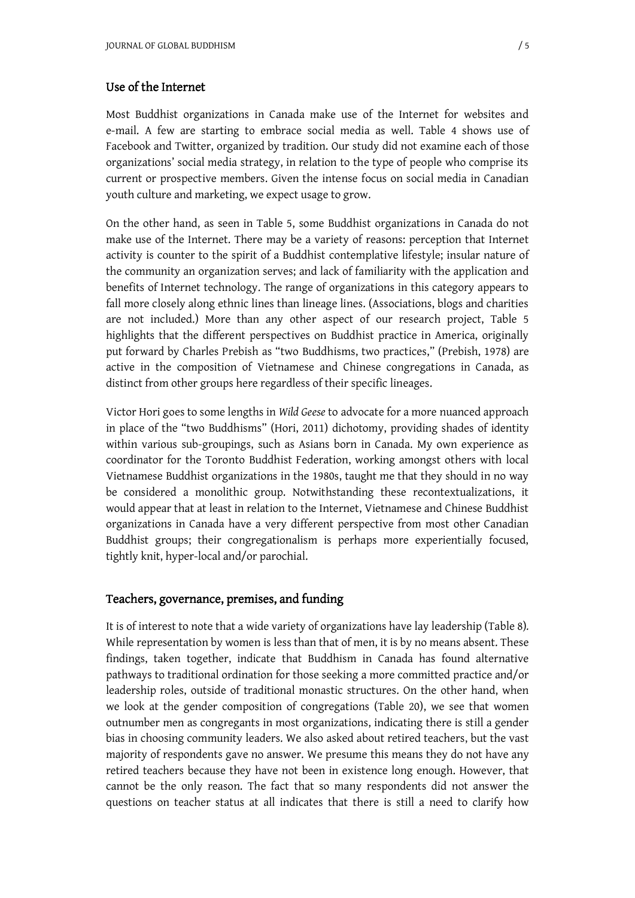## Use of the Internet

Most Buddhist organizations in Canada make use of the Internet for websites and e-mail. A few are starting to embrace social media as well. Table 4 shows use of Facebook and Twitter, organized by tradition. Our study did not examine each of those organizations' social media strategy, in relation to the type of people who comprise its current or prospective members. Given the intense focus on social media in Canadian youth culture and marketing, we expect usage to grow.

On the other hand, as seen in Table 5, some Buddhist organizations in Canada do not make use of the Internet. There may be a variety of reasons: perception that Internet activity is counter to the spirit of a Buddhist contemplative lifestyle; insular nature of the community an organization serves; and lack of familiarity with the application and benefits of Internet technology. The range of organizations in this category appears to fall more closely along ethnic lines than lineage lines. (Associations, blogs and charities are not included.) More than any other aspect of our research project, Table 5 highlights that the different perspectives on Buddhist practice in America, originally put forward by Charles Prebish as "two Buddhisms, two practices," (Prebish, 1978) are active in the composition of Vietnamese and Chinese congregations in Canada, as distinct from other groups here regardless of their specific lineages.

Victor Hori goes to some lengths in *Wild Geese* to advocate for a more nuanced approach in place of the "two Buddhisms" (Hori, 2011) dichotomy, providing shades of identity within various sub-groupings, such as Asians born in Canada. My own experience as coordinator for the Toronto Buddhist Federation, working amongst others with local Vietnamese Buddhist organizations in the 1980s, taught me that they should in no way be considered a monolithic group. Notwithstanding these recontextualizations, it would appear that at least in relation to the Internet, Vietnamese and Chinese Buddhist organizations in Canada have a very different perspective from most other Canadian Buddhist groups; their congregationalism is perhaps more experientially focused, tightly knit, hyper-local and/or parochial.

## Teachers, governance, premises, and funding

It is of interest to note that a wide variety of organizations have lay leadership (Table 8). While representation by women is less than that of men, it is by no means absent. These findings, taken together, indicate that Buddhism in Canada has found alternative pathways to traditional ordination for those seeking a more committed practice and/or leadership roles, outside of traditional monastic structures. On the other hand, when we look at the gender composition of congregations (Table 20), we see that women outnumber men as congregants in most organizations, indicating there is still a gender bias in choosing community leaders. We also asked about retired teachers, but the vast majority of respondents gave no answer. We presume this means they do not have any retired teachers because they have not been in existence long enough. However, that cannot be the only reason. The fact that so many respondents did not answer the questions on teacher status at all indicates that there is still a need to clarify how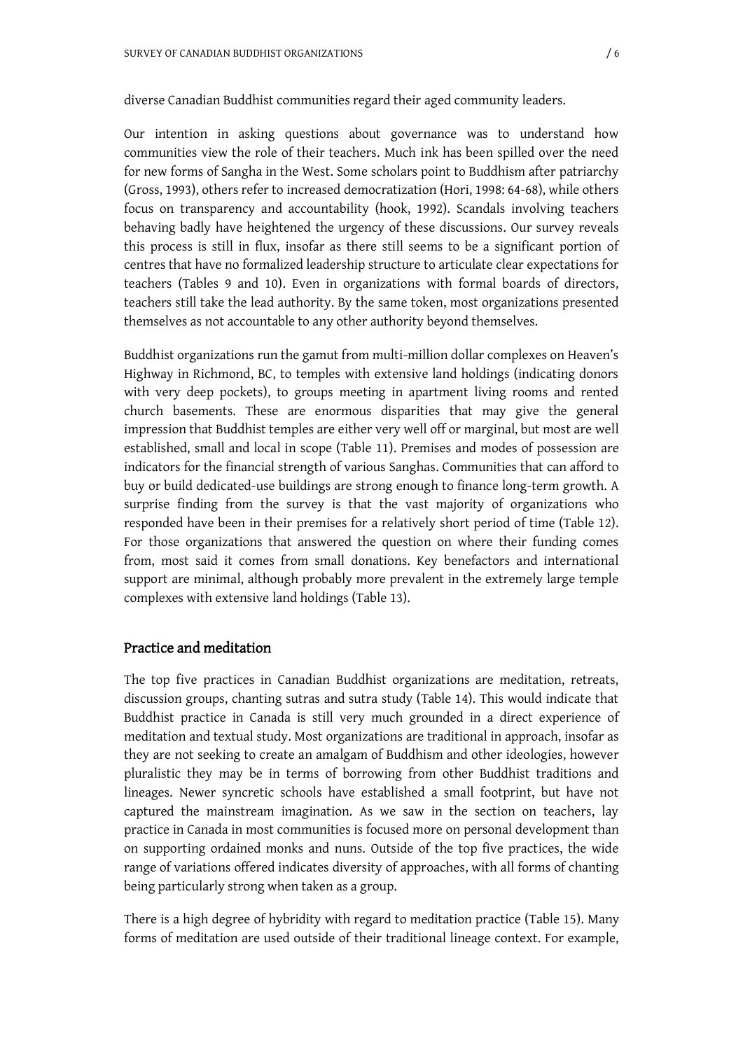diverse Canadian Buddhist communities regard their aged community leaders.

Our intention in asking questions about governance was to understand how communities view the role of their teachers. Much ink has been spilled over the need for new forms of Sangha in the West. Some scholars point to Buddhism after patriarchy (Gross, 1993), others refer to increased democratization (Hori, 1998: 64-68), while others focus on transparency and accountability (hook, 1992). Scandals involving teachers behaving badly have heightened the urgency of these discussions. Our survey reveals this process is still in flux, insofar as there still seems to be a significant portion of centres that have no formalized leadership structure to articulate clear expectations for teachers (Tables 9 and 10). Even in organizations with formal boards of directors, teachers still take the lead authority. By the same token, most organizations presented themselves as not accountable to any other authority beyond themselves.

Buddhist organizations run the gamut from multi-million dollar complexes on Heaven's Highway in Richmond, BC, to temples with extensive land holdings (indicating donors with very deep pockets), to groups meeting in apartment living rooms and rented church basements. These are enormous disparities that may give the general impression that Buddhist temples are either very well off or marginal, but most are well established, small and local in scope (Table 11). Premises and modes of possession are indicators for the financial strength of various Sanghas. Communities that can afford to buy or build dedicated-use buildings are strong enough to finance long-term growth. A surprise finding from the survey is that the vast majority of organizations who responded have been in their premises for a relatively short period of time (Table 12). For those organizations that answered the question on where their funding comes from, most said it comes from small donations. Key benefactors and international support are minimal, although probably more prevalent in the extremely large temple complexes with extensive land holdings (Table 13).

## Practice and meditation

The top five practices in Canadian Buddhist organizations are meditation, retreats, discussion groups, chanting sutras and sutra study (Table 14). This would indicate that Buddhist practice in Canada is still very much grounded in a direct experience of meditation and textual study. Most organizations are traditional in approach, insofar as they are not seeking to create an amalgam of Buddhism and other ideologies, however pluralistic they may be in terms of borrowing from other Buddhist traditions and lineages. Newer syncretic schools have established a small footprint, but have not captured the mainstream imagination. As we saw in the section on teachers, lay practice in Canada in most communities is focused more on personal development than on supporting ordained monks and nuns. Outside of the top five practices, the wide range of variations offered indicates diversity of approaches, with all forms of chanting being particularly strong when taken as a group.

There is a high degree of hybridity with regard to meditation practice (Table 15). Many forms of meditation are used outside of their traditional lineage context. For example,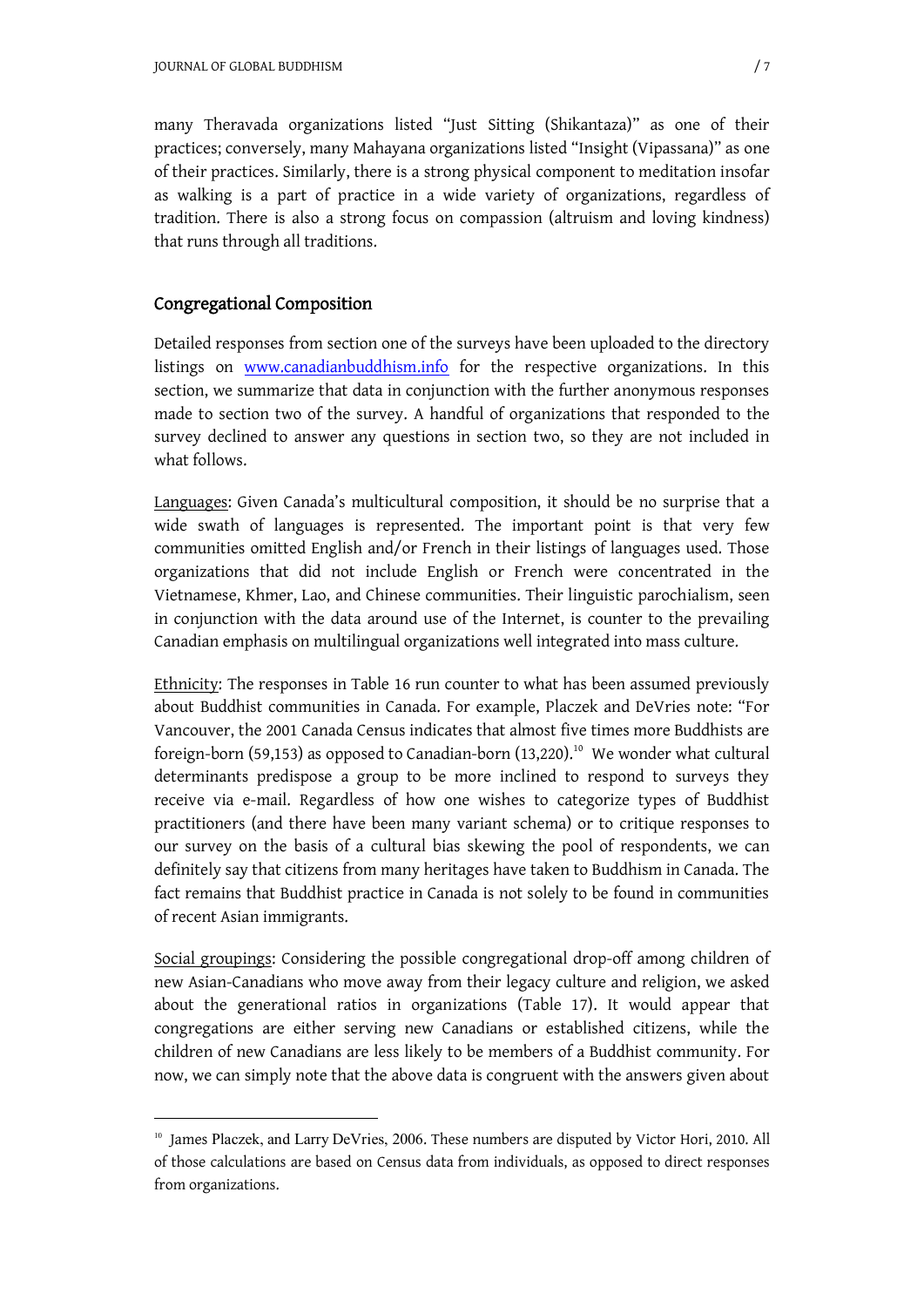many Theravada organizations listed "Just Sitting (Shikantaza)" as one of their practices; conversely, many Mahayana organizations listed "Insight (Vipassana)" as one of their practices. Similarly, there is a strong physical component to meditation insofar as walking is a part of practice in a wide variety of organizations, regardless of tradition. There is also a strong focus on compassion (altruism and loving kindness) that runs through all traditions.

## Congregational Composition

Detailed responses from section one of the surveys have been uploaded to the directory listings on www.canadianbuddhism.info for the respective organizations. In this section, we summarize that data in conjunction with the further anonymous responses made to section two of the survey. A handful of organizations that responded to the survey declined to answer any questions in section two, so they are not included in what follows.

Languages: Given Canada's multicultural composition, it should be no surprise that a wide swath of languages is represented. The important point is that very few communities omitted English and/or French in their listings of languages used. Those organizations that did not include English or French were concentrated in the Vietnamese, Khmer, Lao, and Chinese communities. Their linguistic parochialism, seen in conjunction with the data around use of the Internet, is counter to the prevailing Canadian emphasis on multilingual organizations well integrated into mass culture.

Ethnicity: The responses in Table 16 run counter to what has been assumed previously about Buddhist communities in Canada. For example, Placzek and DeVries note: "For Vancouver, the 2001 Canada Census indicates that almost five times more Buddhists are foreign-born (59,153) as opposed to Canadian-born (13,220).[10] We wonder what cultural determinants predispose a group to be more inclined to respond to surveys they receive via e-mail. Regardless of how one wishes to categorize types of Buddhist practitioners (and there have been many variant schema) or to critique responses to our survey on the basis of a cultural bias skewing the pool of respondents, we can definitely say that citizens from many heritages have taken to Buddhism in Canada. The fact remains that Buddhist practice in Canada is not solely to be found in communities of recent Asian immigrants.

Social groupings: Considering the possible congregational drop-off among children of new Asian-Canadians who move away from their legacy culture and religion, we asked about the generational ratios in organizations (Table 17). It would appear that congregations are either serving new Canadians or established citizens, while the children of new Canadians are less likely to be members of a Buddhist community. For now, we can simply note that the above data is congruent with the answers given about

[10] James Placzek, and Larry DeVries, 2006. These numbers are disputed by Victor Hori, 2010. All of those calculations are based on Census data from individuals, as opposed to direct responses from organizations.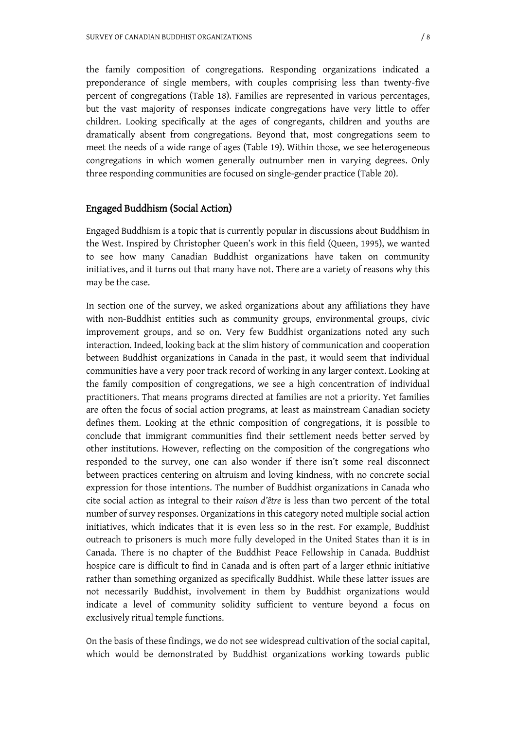the family composition of congregations. Responding organizations indicated a preponderance of single members, with couples comprising less than twenty-five percent of congregations (Table 18). Families are represented in various percentages, but the vast majority of responses indicate congregations have very little to offer children. Looking specifically at the ages of congregants, children and youths are dramatically absent from congregations. Beyond that, most congregations seem to meet the needs of a wide range of ages (Table 19). Within those, we see heterogeneous congregations in which women generally outnumber men in varying degrees. Only three responding communities are focused on single-gender practice (Table 20).

## Engaged Buddhism (Social Action)

Engaged Buddhism is a topic that is currently popular in discussions about Buddhism in the West. Inspired by Christopher Queen's work in this field (Queen, 1995), we wanted to see how many Canadian Buddhist organizations have taken on community initiatives, and it turns out that many have not. There are a variety of reasons why this may be the case.

In section one of the survey, we asked organizations about any affiliations they have with non-Buddhist entities such as community groups, environmental groups, civic improvement groups, and so on. Very few Buddhist organizations noted any such interaction. Indeed, looking back at the slim history of communication and cooperation between Buddhist organizations in Canada in the past, it would seem that individual communities have a very poor track record of working in any larger context. Looking at the family composition of congregations, we see a high concentration of individual practitioners. That means programs directed at families are not a priority. Yet families are often the focus of social action programs, at least as mainstream Canadian society defines them. Looking at the ethnic composition of congregations, it is possible to conclude that immigrant communities find their settlement needs better served by other institutions. However, reflecting on the composition of the congregations who responded to the survey, one can also wonder if there isn't some real disconnect between practices centering on altruism and loving kindness, with no concrete social expression for those intentions. The number of Buddhist organizations in Canada who cite social action as integral to their *raison d'être* is less than two percent of the total number of survey responses. Organizations in this category noted multiple social action initiatives, which indicates that it is even less so in the rest. For example, Buddhist outreach to prisoners is much more fully developed in the United States than it is in Canada. There is no chapter of the Buddhist Peace Fellowship in Canada. Buddhist hospice care is difficult to find in Canada and is often part of a larger ethnic initiative rather than something organized as specifically Buddhist. While these latter issues are not necessarily Buddhist, involvement in them by Buddhist organizations would indicate a level of community solidity sufficient to venture beyond a focus on exclusively ritual temple functions.

On the basis of these findings, we do not see widespread cultivation of the social capital, which would be demonstrated by Buddhist organizations working towards public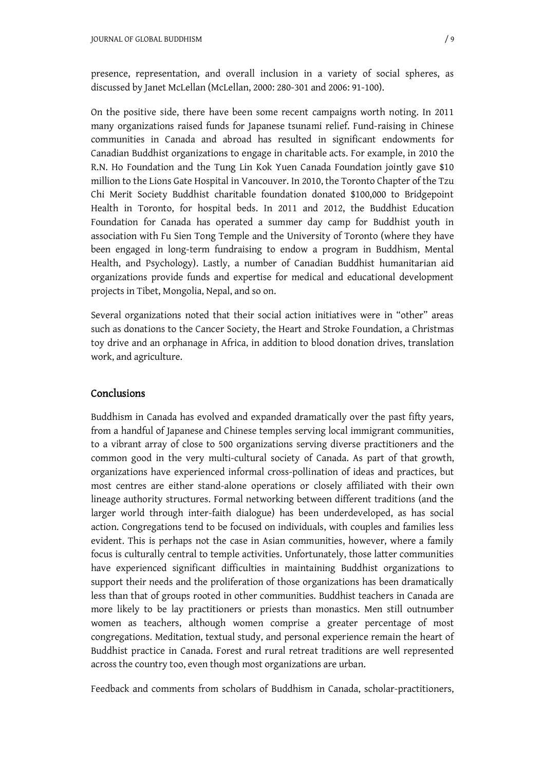presence, representation, and overall inclusion in a variety of social spheres, as discussed by Janet McLellan (McLellan, 2000: 280-301 and 2006: 91-100).

On the positive side, there have been some recent campaigns worth noting. In 2011 many organizations raised funds for Japanese tsunami relief. Fund-raising in Chinese communities in Canada and abroad has resulted in significant endowments for Canadian Buddhist organizations to engage in charitable acts. For example, in 2010 the R.N. Ho Foundation and the Tung Lin Kok Yuen Canada Foundation jointly gave $10 million to the Lions Gate Hospital in Vancouver. In 2010, the Toronto Chapter of the Tzu Chi Merit Society Buddhist charitable foundation donated $100,000 to Bridgepoint Health in Toronto, for hospital beds. In 2011 and 2012, the Buddhist Education Foundation for Canada has operated a summer day camp for Buddhist youth in association with Fu Sien Tong Temple and the University of Toronto (where they have been engaged in long-term fundraising to endow a program in Buddhism, Mental Health, and Psychology). Lastly, a number of Canadian Buddhist humanitarian aid organizations provide funds and expertise for medical and educational development projects in Tibet, Mongolia, Nepal, and so on.

Several organizations noted that their social action initiatives were in "other" areas such as donations to the Cancer Society, the Heart and Stroke Foundation, a Christmas toy drive and an orphanage in Africa, in addition to blood donation drives, translation work, and agriculture.

## Conclusions

Buddhism in Canada has evolved and expanded dramatically over the past fifty years, from a handful of Japanese and Chinese temples serving local immigrant communities, to a vibrant array of close to 500 organizations serving diverse practitioners and the common good in the very multi-cultural society of Canada. As part of that growth, organizations have experienced informal cross-pollination of ideas and practices, but most centres are either stand-alone operations or closely affiliated with their own lineage authority structures. Formal networking between different traditions (and the larger world through inter-faith dialogue) has been underdeveloped, as has social action. Congregations tend to be focused on individuals, with couples and families less evident. This is perhaps not the case in Asian communities, however, where a family focus is culturally central to temple activities. Unfortunately, those latter communities have experienced significant difficulties in maintaining Buddhist organizations to support their needs and the proliferation of those organizations has been dramatically less than that of groups rooted in other communities. Buddhist teachers in Canada are more likely to be lay practitioners or priests than monastics. Men still outnumber women as teachers, although women comprise a greater percentage of most congregations. Meditation, textual study, and personal experience remain the heart of Buddhist practice in Canada. Forest and rural retreat traditions are well represented across the country too, even though most organizations are urban.

Feedback and comments from scholars of Buddhism in Canada, scholar-practitioners,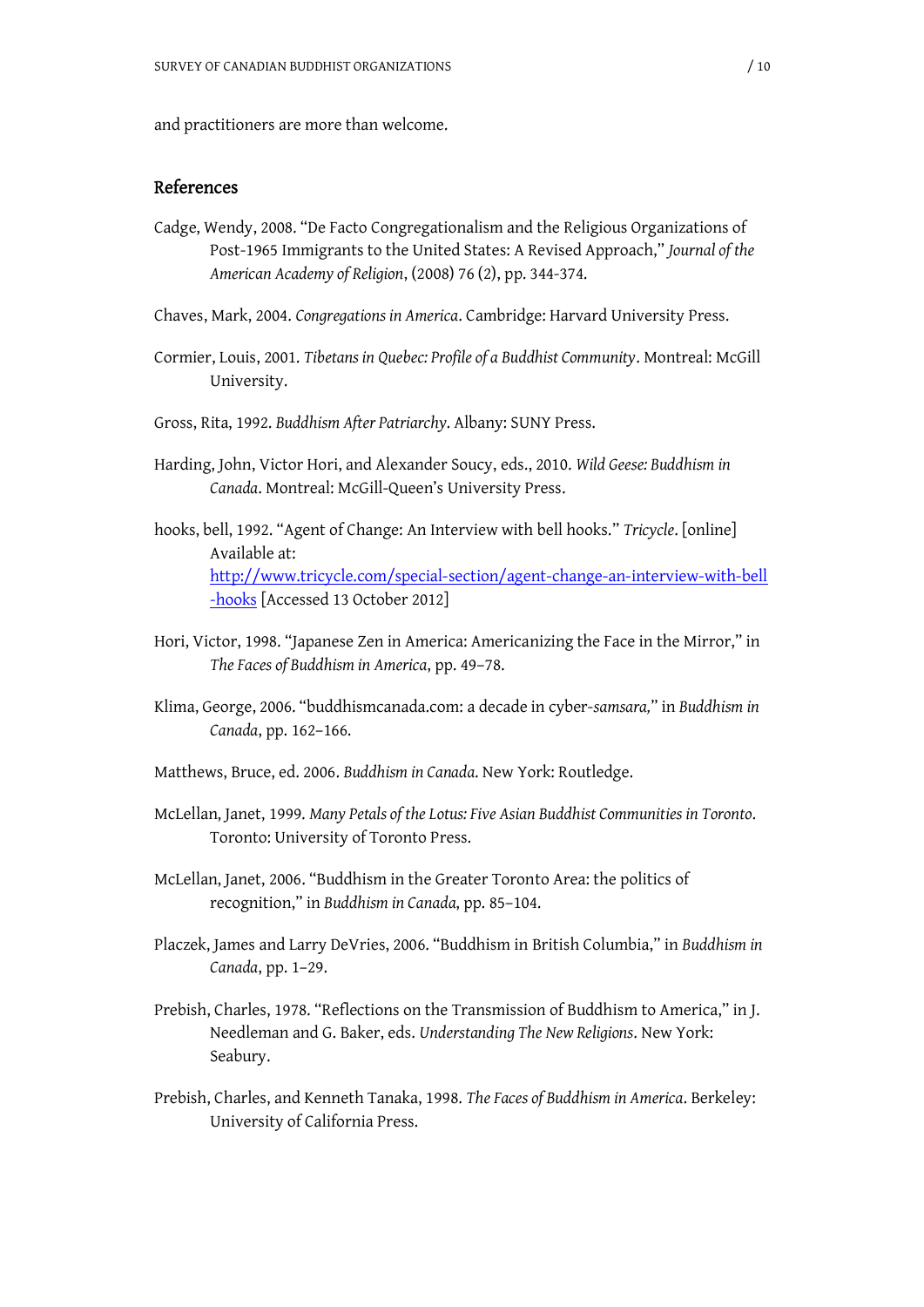and practitioners are more than welcome.

## References

Cadge, Wendy, 2008. "De Facto Congregationalism and the Religious Organizations of Post-1965 Immigrants to the United States: A Revised Approach," *Journal of the American Academy of Religion*, (2008) 76 (2), pp. 344-374.

Chaves, Mark, 2004. *Congregations in America*. Cambridge: Harvard University Press.

Cormier, Louis, 2001. *Tibetans in Quebec: Profile of a Buddhist Community*. Montreal: McGill University.

Gross, Rita, 1992. *Buddhism After Patriarchy*. Albany: SUNY Press.

Harding, John, Victor Hori, and Alexander Soucy, eds., 2010. *Wild Geese: Buddhism in Canada*. Montreal: McGill-Queen's University Press.

hooks, bell, 1992. "Agent of Change: An Interview with bell hooks." *Tricycle*. [online] Available at: [http://www.tricycle.com/special-section/agent-change-an-interview-with-bell-hooks](http://www.tricycle.com/special-section/agent-change-an-interview-with-bell-hooks) [Accessed 13 October 2012]

Hori, Victor, 1998. "Japanese Zen in America: Americanizing the Face in the Mirror," in *The Faces of Buddhism in America*, pp. 49–78.

Klima, George, 2006. "buddhismcanada.com: a decade in cyber-*samsara,*" in *Buddhism in Canada*, pp. 162–166.

Matthews, Bruce, ed. 2006. *Buddhism in Canada*. New York: Routledge.

McLellan, Janet, 1999. *Many Petals of the Lotus: Five Asian Buddhist Communities in Toronto*. Toronto: University of Toronto Press.

McLellan, Janet, 2006. "Buddhism in the Greater Toronto Area: the politics of recognition," in *Buddhism in Canada*, pp. 85–104.

Placzek, James and Larry DeVries, 2006. "Buddhism in British Columbia," in *Buddhism in Canada*, pp. 1–29.

Prebish, Charles, 1978. "Reflections on the Transmission of Buddhism to America," in J. Needleman and G. Baker, eds. *Understanding The New Religions*. New York: Seabury.

Prebish, Charles, and Kenneth Tanaka, 1998. *The Faces of Buddhism in America*. Berkeley: University of California Press.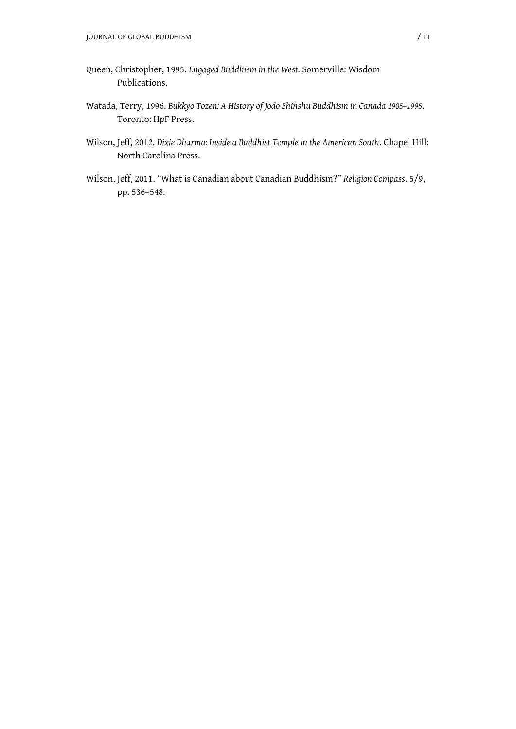Queen, Christopher, 1995. *Engaged Buddhism in the West.* Somerville: Wisdom Publications.

Watada, Terry, 1996. *Bukkyo Tozen: A History of Jodo Shinshu Buddhism in Canada 1905–1995.* Toronto: HpF Press.

Wilson, Jeff, 2012. *Dixie Dharma: Inside a Buddhist Temple in the American South.* Chapel Hill: North Carolina Press.

Wilson, Jeff, 2011. "What is Canadian about Canadian Buddhism?" *Religion Compass.* 5/9, pp. 536–548.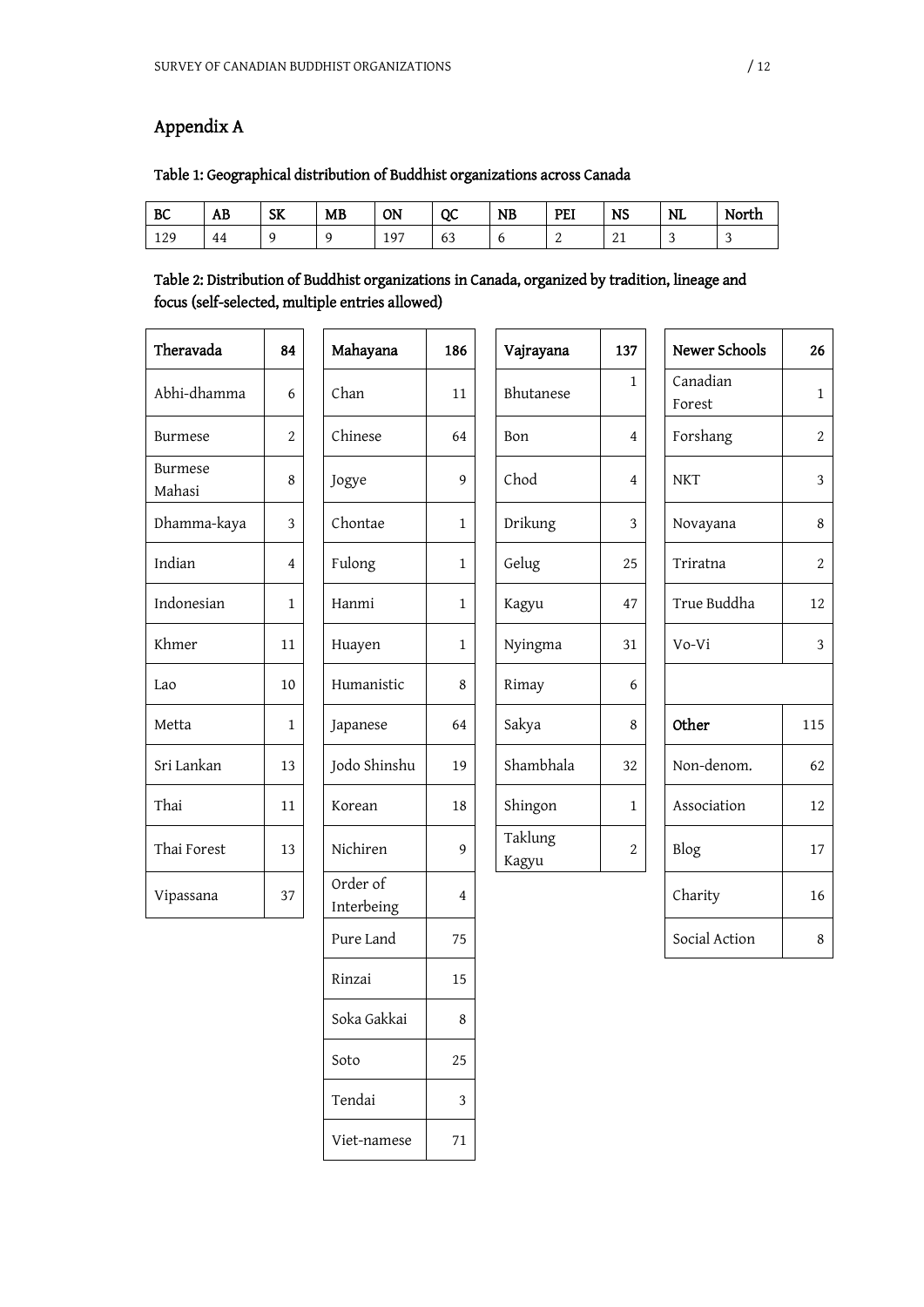## Appendix A

### Table 1: Geographical distribution of Buddhist organizations across Canada

| BC | AB | SK | MB | ON | QC | NB | PEI | NS | NL | North |
|---|---|---|---|---|---|---|---|---|---|---|
| 129 | 44 | 9 | 9 | 197 | 63 | 6 | 2 | 21 | 3 | 3 |

### Table 2: Distribution of Buddhist organizations in Canada, organized by tradition, lineage and focus (self-selected, multiple entries allowed)

| **Theravada** | **84** |
|---|---|
| Abhi-dhamma | 6 |
| Burmese | 2 |
| Burmese Mahasi | 8 |
| Dhamma-kaya | 3 |
| Indian | 4 |
| Indonesian | 1 |
| Khmer | 11 |
| Lao | 10 |
| Metta | 1 |
| Sri Lankan | 13 |
| Thai | 11 |
| Thai Forest | 13 |
| Vipassana | 37 |

| **Mahayana** | **186** |
|---|---|
| Chan | 11 |
| Chinese | 64 |
| Jogye | 9 |
| Chontae | 1 |
| Fulong | 1 |
| Hanmi | 1 |
| Huayen | 1 |
| Humanistic | 8 |
| Japanese | 64 |
| Jodo Shinshu | 19 |
| Korean | 18 |
| Nichiren | 9 |
| Order of Interbeing | 4 |
| Pure Land | 75 |
| Rinzai | 15 |
| Soka Gakkai | 8 |
| Soto | 25 |
| Tendai | 3 |
| Viet-namese | 71 |

| **Vajrayana** | **137** |
|---|---|
| Bhutanese | 1 |
| Bon | 4 |
| Chod | 4 |
| Drikung | 3 |
| Gelug | 25 |
| Kagyu | 47 |
| Nyingma | 31 |
| Rimay | 6 |
| Sakya | 8 |
| Shambhala | 32 |
| Shingon | 1 |
| Taklung Kagyu | 2 |

| **Newer Schools** | **26** |
|---|---|
| Canadian Forest | 1 |
| Forshang | 2 |
| NKT | 3 |
| Novayana | 8 |
| Triratna | 2 |
| True Buddha | 12 |
| Vo-Vi | 3 |

| **Other** | **115** |
|---|---|
| Non-denom. | 62 |
| Association | 12 |
| Blog | 17 |
| Charity | 16 |
| Social Action | 8 |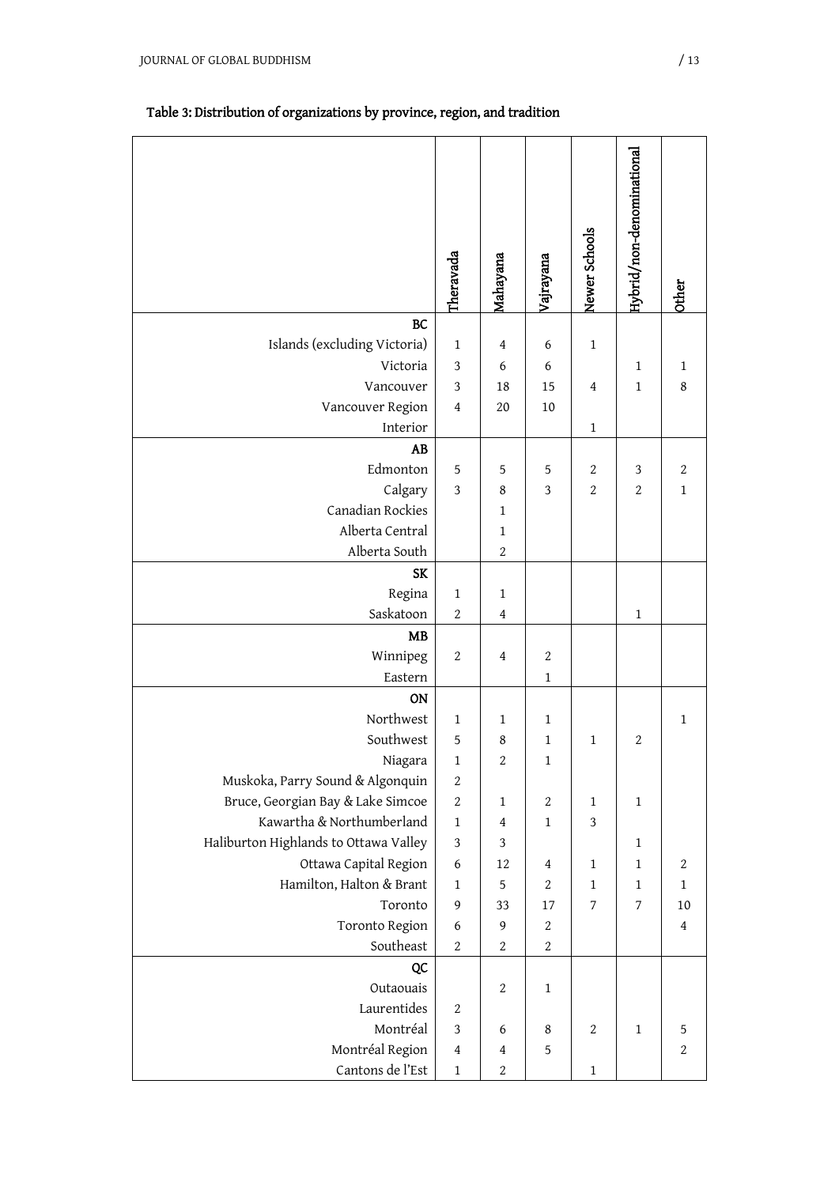**Table 3: Distribution of organizations by province, region, and tradition**

| | Theravada | Mahayana | Vajrayana | Newer Schools | Hybrid/non-denominational | Other |
|---|---|---|---|---|---|---|
| **BC** | | | | | | |
| Islands (excluding Victoria) | 1 | 4 | 6 | 1 | | |
| Victoria | 3 | 6 | 6 | | 1 | 1 |
| Vancouver | 3 | 18 | 15 | 4 | 1 | 8 |
| Vancouver Region | 4 | 20 | 10 | | | |
| Interior | | | | 1 | | |
| **AB** | | | | | | |
| Edmonton | 5 | 5 | 5 | 2 | 3 | 2 |
| Calgary | 3 | 8 | 3 | 2 | 2 | 1 |
| Canadian Rockies | | 1 | | | | |
| Alberta Central | | 1 | | | | |
| Alberta South | | 2 | | | | |
| **SK** | | | | | | |
| Regina | 1 | 1 | | | | |
| Saskatoon | 2 | 4 | | | 1 | |
| **MB** | | | | | | |
| Winnipeg | 2 | 4 | 2 | | | |
| Eastern | | | 1 | | | |
| **ON** | | | | | | |
| Northwest | 1 | 1 | 1 | | | 1 |
| Southwest | 5 | 8 | 1 | 1 | 2 | |
| Niagara | 1 | 2 | 1 | | | |
| Muskoka, Parry Sound & Algonquin | 2 | | | | | |
| Bruce, Georgian Bay & Lake Simcoe | 2 | 1 | 2 | 1 | 1 | |
| Kawartha & Northumberland | 1 | 4 | 1 | 3 | | |
| Haliburton Highlands to Ottawa Valley | 3 | 3 | | | 1 | |
| Ottawa Capital Region | 6 | 12 | 4 | 1 | 1 | 2 |
| Hamilton, Halton & Brant | 1 | 5 | 2 | 1 | 1 | 1 |
| Toronto | 9 | 33 | 17 | 7 | 7 | 10 |
| Toronto Region | 6 | 9 | 2 | | | 4 |
| Southeast | 2 | 2 | 2 | | | |
| **QC** | | | | | | |
| Outaouais | | 2 | 1 | | | |
| Laurentides | 2 | | | | | |
| Montréal | 3 | 6 | 8 | 2 | 1 | 5 |
| Montréal Region | 4 | 4 | 5 | | | 2 |
| Cantons de l'Est | 1 | 2 | | 1 | | |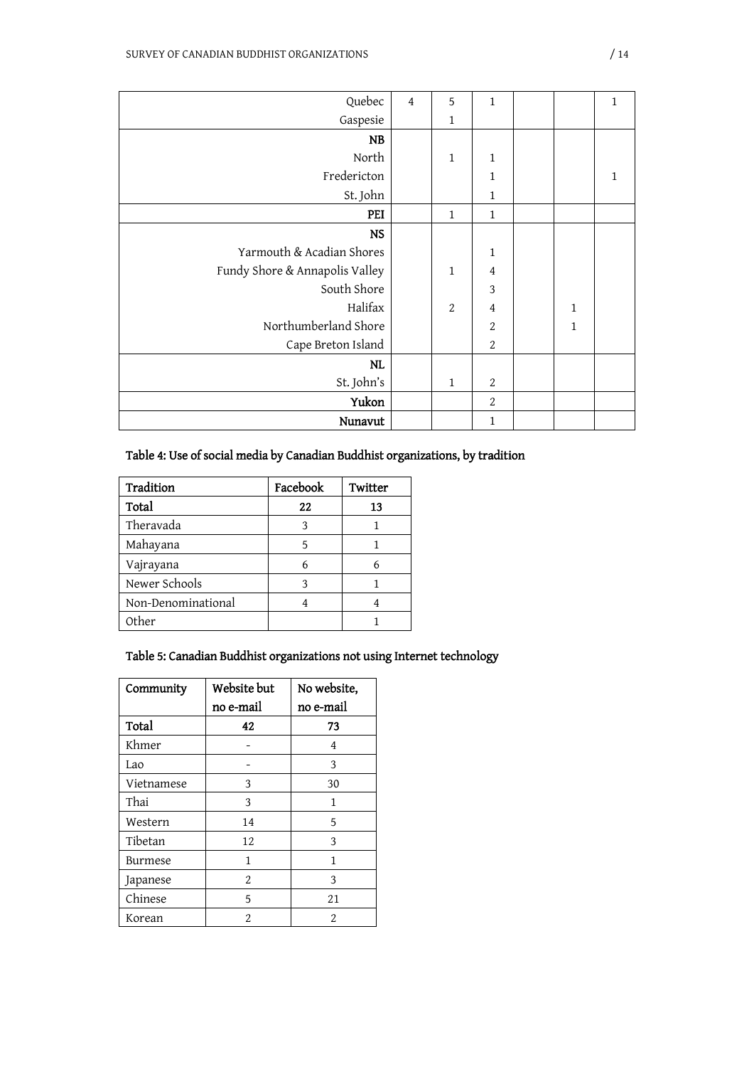| | | | | | | |
|---|---|---|---|---|---|---|
| Quebec | 4 | 5 | 1 | | | 1 |
| Gaspesie | | 1 | | | | |
| **NB** | | | | | | |
| North | | 1 | 1 | | | |
| Fredericton | | | 1 | | | 1 |
| St. John | | | 1 | | | |
| **PEI** | | 1 | 1 | | | |
| **NS** | | | | | | |
| Yarmouth & Acadian Shores | | | 1 | | | |
| Fundy Shore & Annapolis Valley | | 1 | 4 | | | |
| South Shore | | | 3 | | | |
| Halifax | | 2 | 4 | | 1 | |
| Northumberland Shore | | | 2 | | 1 | |
| Cape Breton Island | | | 2 | | | |
| **NL** | | | | | | |
| St. John's | | 1 | 2 | | | |
| **Yukon** | | | 2 | | | |
| **Nunavut** | | | 1 | | | |

**Table 4: Use of social media by Canadian Buddhist organizations, by tradition**

| Tradition | Facebook | Twitter |
|---|---|---|
| **Total** | **22** | **13** |
| Theravada | 3 | 1 |
| Mahayana | 5 | 1 |
| Vajrayana | 6 | 6 |
| Newer Schools | 3 | 1 |
| Non-Denominational | 4 | 4 |
| Other | | 1 |

**Table 5: Canadian Buddhist organizations not using Internet technology**

| Community | Website but no e-mail | No website, no e-mail |
|---|---|---|
| **Total** | **42** | **73** |
| Khmer | - | 4 |
| Lao | - | 3 |
| Vietnamese | 3 | 30 |
| Thai | 3 | 1 |
| Western | 14 | 5 |
| Tibetan | 12 | 3 |
| Burmese | 1 | 1 |
| Japanese | 2 | 3 |
| Chinese | 5 | 21 |
| Korean | 2 | 2 |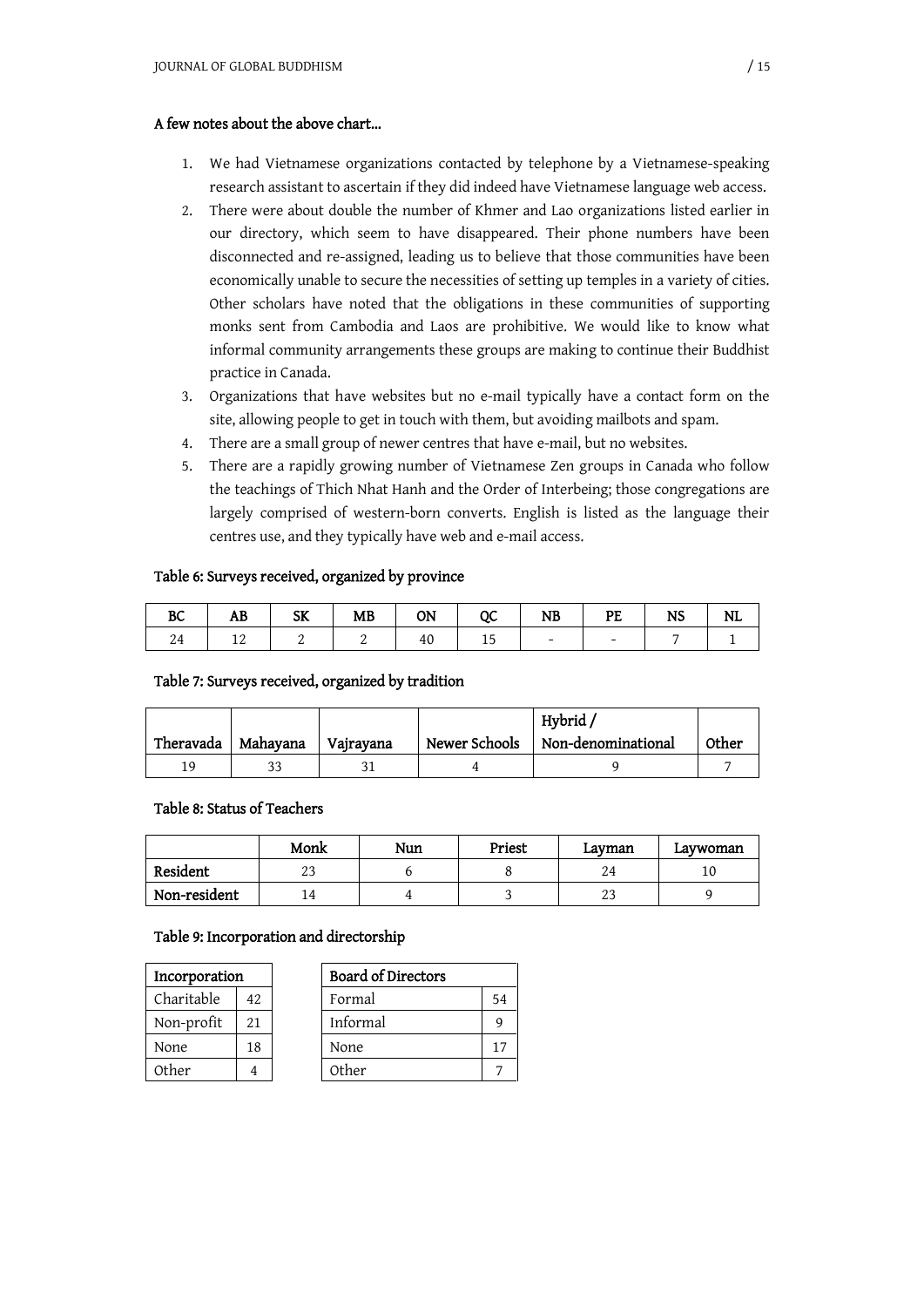### A few notes about the above chart...

1. We had Vietnamese organizations contacted by telephone by a Vietnamese-speaking research assistant to ascertain if they did indeed have Vietnamese language web access.
2. There were about double the number of Khmer and Lao organizations listed earlier in our directory, which seem to have disappeared. Their phone numbers have been disconnected and re-assigned, leading us to believe that those communities have been economically unable to secure the necessities of setting up temples in a variety of cities. Other scholars have noted that the obligations in these communities of supporting monks sent from Cambodia and Laos are prohibitive. We would like to know what informal community arrangements these groups are making to continue their Buddhist practice in Canada.
3. Organizations that have websites but no e-mail typically have a contact form on the site, allowing people to get in touch with them, but avoiding mailbots and spam.
4. There are a small group of newer centres that have e-mail, but no websites.
5. There are a rapidly growing number of Vietnamese Zen groups in Canada who follow the teachings of Thich Nhat Hanh and the Order of Interbeing; those congregations are largely comprised of western-born converts. English is listed as the language their centres use, and they typically have web and e-mail access.

### Table 6: Surveys received, organized by province

| BC | AB | SK | MB | ON | QC | NB | PE | NS | NL |
|---|---|---|---|---|---|---|---|---|---|
| 24 | 12 | 2 | 2 | 40 | 15 | - | - | 7 | 1 |

### Table 7: Surveys received, organized by tradition

| Theravada | Mahayana | Vajrayana | Newer Schools | Hybrid / Non-denominational | Other |
|---|---|---|---|---|---|
| 19 | 33 | 31 | 4 | 9 | 7 |

### Table 8: Status of Teachers

| | Monk | Nun | Priest | Layman | Laywoman |
|---|---|---|---|---|---|
| Resident | 23 | 6 | 8 | 24 | 10 |
| Non-resident | 14 | 4 | 3 | 23 | 9 |

### Table 9: Incorporation and directorship

| Incorporation | |
|---|---|
| Charitable | 42 |
| Non-profit | 21 |
| None | 18 |
| Other | 4 |

| Board of Directors | |
|---|---|
| Formal | 54 |
| Informal | 9 |
| None | 17 |
| Other | 7 |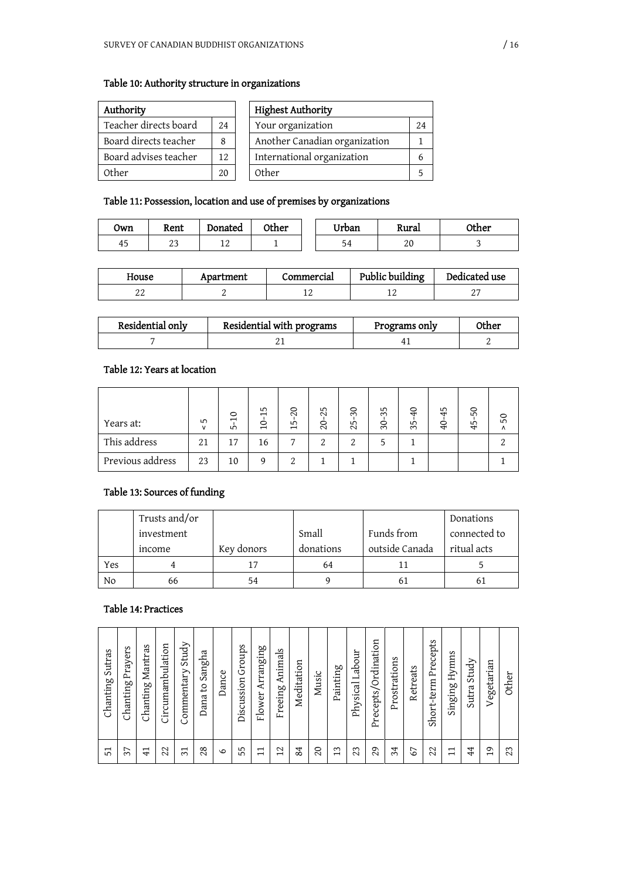### Table 10: Authority structure in organizations

| Authority | |
|---|---|
| Teacher directs board | 24 |
| Board directs teacher | 8 |
| Board advises teacher | 12 |
| Other | 20 |

| Highest Authority | |
|---|---|
| Your organization | 24 |
| Another Canadian organization | 1 |
| International organization | 6 |
| Other | 5 |

### Table 11: Possession, location and use of premises by organizations

| Own | Rent | Donated | Other |
|---|---|---|---|
| 45 | 23 | 12 | 1 |

| Urban | Rural | Other |
|---|---|---|
| 54 | 20 | 3 |

| House | Apartment | Commercial | Public building | Dedicated use |
|---|---|---|---|---|
| 22 | 2 | 12 | 12 | 27 |

| Residential only | Residential with programs | Programs only | Other |
|---|---|---|---|
| 7 | 21 | 41 | 2 |

### Table 12: Years at location

| Years at: | < 5 | 5-10 | 10-15 | 15-20 | 20-25 | 25-30 | 30-35 | 35-40 | 40-45 | 45-50 | > 50 |
|---|---|---|---|---|---|---|---|---|---|---|---|
| This address | 21 | 17 | 16 | 7 | 2 | 2 | 5 | 1 | | | 2 |
| Previous address | 23 | 10 | 9 | 2 | 1 | 1 | | 1 | | | 1 |

### Table 13: Sources of funding

| | Trusts and/or investment income | Key donors | Small donations | Funds from outside Canada | Donations connected to ritual acts |
|---|---|---|---|---|---|
| Yes | 4 | 17 | 64 | 11 | 5 |
| No | 66 | 54 | 9 | 61 | 61 |

### Table 14: Practices

| Chanting Sutras | Chanting Prayers | Chanting Mantras | Circumambulation | Commentary Study | Dana to Sangha | Dance | Discussion Groups | Flower Arranging | Freeing Animals | Meditation | Music | Painting | Physical Labour | Precepts/Ordination | Prostrations | Retreats | Short-term Precepts | Singing Hymns | Sutra Study | Vegetarian | Other |
|---|---|---|---|---|---|---|---|---|---|---|---|---|---|---|---|---|---|---|---|---|---|
| 51 | 37 | 41 | 22 | 31 | 28 | 6 | 55 | 11 | 12 | 84 | 20 | 13 | 23 | 29 | 34 | 67 | 22 | 11 | 44 | 19 | 23 |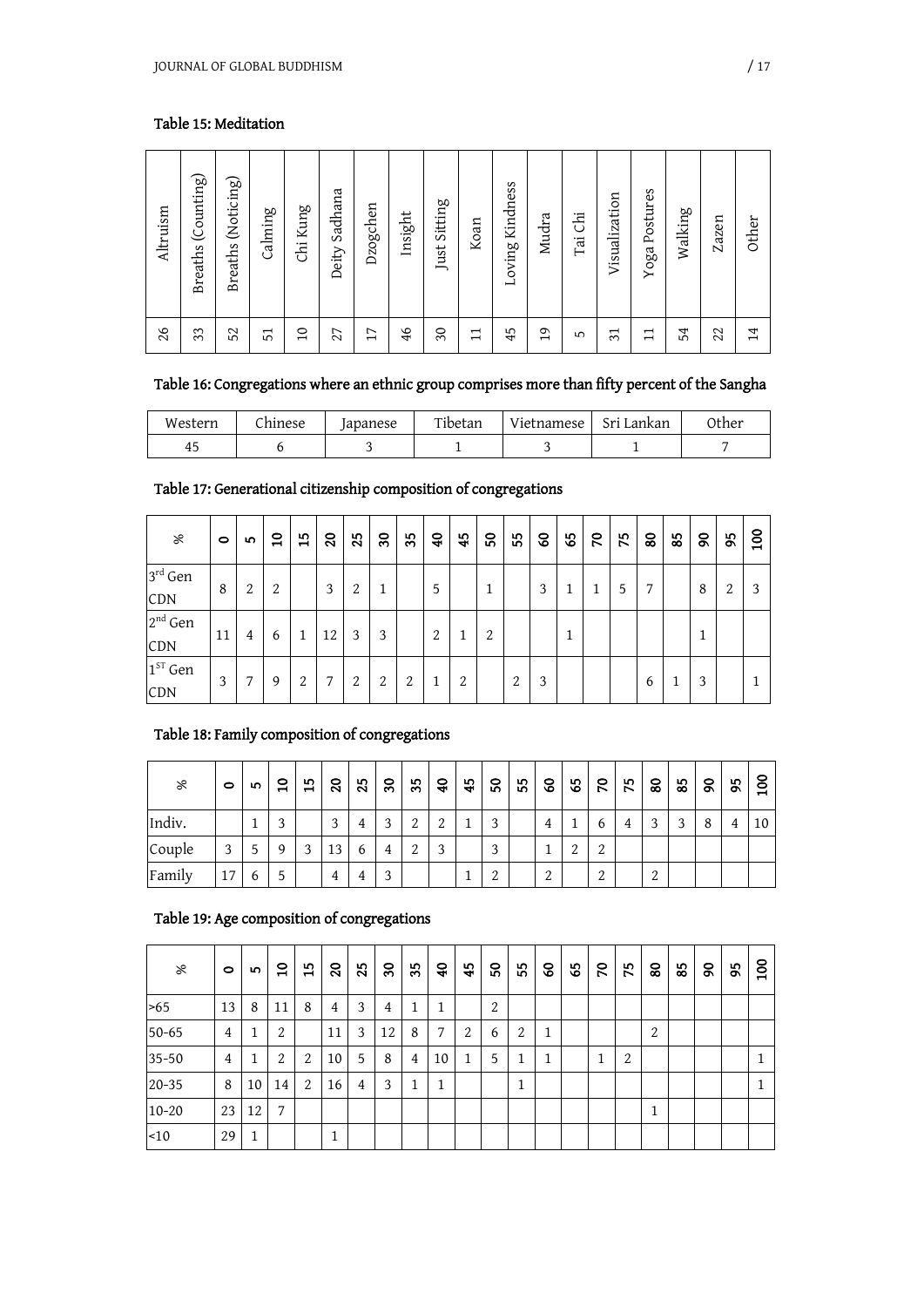### Table 15: Meditation

| Altruism | Breaths (Counting) | Breaths (Noticing) | Calming | Chi Kung | Deity Sadhana | Dzogchen | Insight | Just Sitting | Koan | Loving Kindness | Mudra | Tai Chi | Visualization | Yoga Postures | Walking | Zazen | Other |
|---|---|---|---|---|---|---|---|---|---|---|---|---|---|---|---|---|---|
| 26 | 33 | 52 | 51 | 10 | 27 | 17 | 46 | 30 | 11 | 45 | 19 | 5 | 31 | 11 | 54 | 22 | 14 |

### Table 16: Congregations where an ethnic group comprises more than fifty percent of the Sangha

| Western | Chinese | Japanese | Tibetan | Vietnamese | Sri Lankan | Other |
|---|---|---|---|---|---|---|
| 45 | 6 | 3 | 1 | 3 | 1 | 7 |

### Table 17: Generational citizenship composition of congregations

| % | 0 | 5 | 10 | 15 | 20 | 25 | 30 | 35 | 40 | 45 | 50 | 55 | 60 | 65 | 70 | 75 | 80 | 85 | 90 | 95 | 100 |
|---|---|---|---|---|---|---|---|---|---|---|---|---|---|---|---|---|---|---|---|---|---|
| 3rd Gen CDN | 8 | 2 | 2 | | 3 | 2 | 1 | | 5 | | 1 | | 3 | 1 | 1 | 5 | 7 | | 8 | 2 | 3 |
| 2nd Gen CDN | 11 | 4 | 6 | 1 | 12 | 3 | 3 | | 2 | 1 | 2 | | | 1 | | | | | 1 | | |
| 1ST Gen CDN | 3 | 7 | 9 | 2 | 7 | 2 | 2 | 2 | 1 | 2 | | 2 | 3 | | | | 6 | 1 | 3 | | 1 |

### Table 18: Family composition of congregations

| % | 0 | 5 | 10 | 15 | 20 | 25 | 30 | 35 | 40 | 45 | 50 | 55 | 60 | 65 | 70 | 75 | 80 | 85 | 90 | 95 | 100 |
|---|---|---|---|---|---|---|---|---|---|---|---|---|---|---|---|---|---|---|---|---|---|
| Indiv. | | 1 | 3 | | 3 | 4 | 3 | 2 | 2 | 1 | 3 | | 4 | 1 | 6 | 4 | 3 | 3 | 8 | 4 | 10 |
| Couple | 3 | 5 | 9 | 3 | 13 | 6 | 4 | 2 | 3 | | 3 | | 1 | 2 | 2 | | | | | | |
| Family | 17 | 6 | 5 | | 4 | 4 | 3 | | | 1 | 2 | | 2 | | 2 | | 2 | | | | |

### Table 19: Age composition of congregations

| % | 0 | 5 | 10 | 15 | 20 | 25 | 30 | 35 | 40 | 45 | 50 | 55 | 60 | 65 | 70 | 75 | 80 | 85 | 90 | 95 | 100 |
|---|---|---|---|---|---|---|---|---|---|---|---|---|---|---|---|---|---|---|---|---|---|
| >65 | 13 | 8 | 11 | 8 | 4 | 3 | 4 | 1 | 1 | | 2 | | | | | | | | | | |
| 50-65 | 4 | 1 | 2 | | 11 | 3 | 12 | 8 | 7 | 2 | 6 | 2 | 1 | | | | 2 | | | | |
| 35-50 | 4 | 1 | 2 | 2 | 10 | 5 | 8 | 4 | 10 | 1 | 5 | 1 | 1 | | 1 | 2 | | | | | 1 |
| 20-35 | 8 | 10 | 14 | 2 | 16 | 4 | 3 | 1 | 1 | | | 1 | | | | | | | | | 1 |
| 10-20 | 23 | 12 | 7 | | | | | | | | | | | | | | 1 | | | | |
| <10 | 29 | 1 | | | 1 | | | | | | | | | | | | | | | | |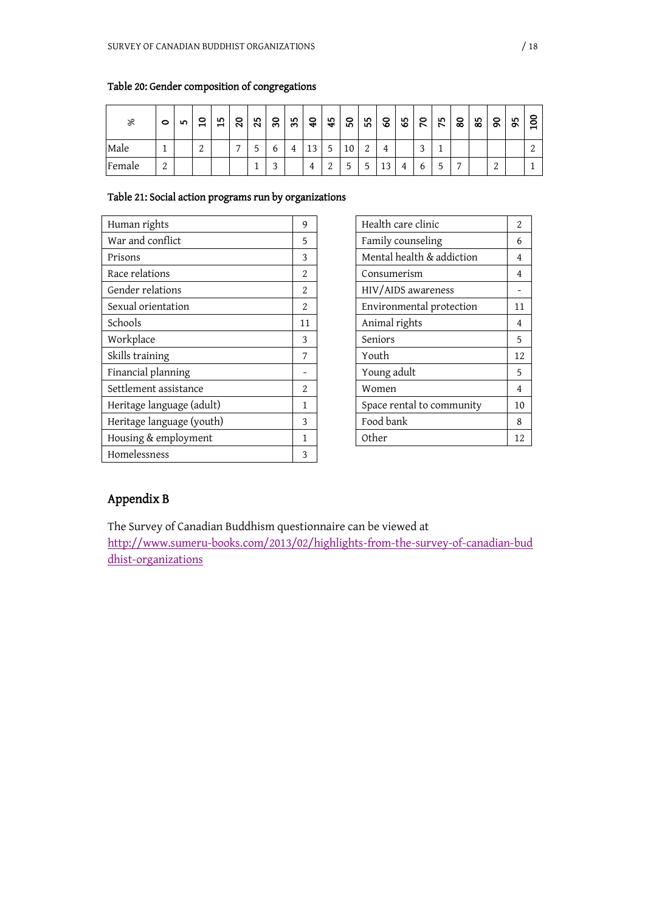Table 20: Gender composition of congregations

| % | 0 | 5 | 10 | 15 | 20 | 25 | 30 | 35 | 40 | 45 | 50 | 55 | 60 | 65 | 70 | 75 | 80 | 85 | 90 | 95 | 100 |
|---|---|---|---|---|---|---|---|---|---|---|---|---|---|---|---|---|---|---|---|---|---|
| Male | 1 | | 2 | | 7 | 5 | 6 | 4 | 13 | 5 | 10 | 2 | 4 | | 3 | 1 | | | | | 2 |
| Female | 2 | | | | | 1 | 3 | | 4 | 2 | 5 | 5 | 13 | 4 | 6 | 5 | 7 | | 2 | | 1 |

Table 21: Social action programs run by organizations

| | |
|---|---|
| Human rights | 9 |
| War and conflict | 5 |
| Prisons | 3 |
| Race relations | 2 |
| Gender relations | 2 |
| Sexual orientation | 2 |
| Schools | 11 |
| Workplace | 3 |
| Skills training | 7 |
| Financial planning | - |
| Settlement assistance | 2 |
| Heritage language (adult) | 1 |
| Heritage language (youth) | 3 |
| Housing & employment | 1 |
| Homelessness | 3 |

| | |
|---|---|
| Health care clinic | 2 |
| Family counseling | 6 |
| Mental health & addiction | 4 |
| Consumerism | 4 |
| HIV/AIDS awareness | - |
| Environmental protection | 11 |
| Animal rights | 4 |
| Seniors | 5 |
| Youth | 12 |
| Young adult | 5 |
| Women | 4 |
| Space rental to community | 10 |
| Food bank | 8 |
| Other | 12 |

## Appendix B

The Survey of Canadian Buddhism questionnaire can be viewed at http://www.sumeru-books.com/2013/02/highlights-from-the-survey-of-canadian-buddhist-organizations